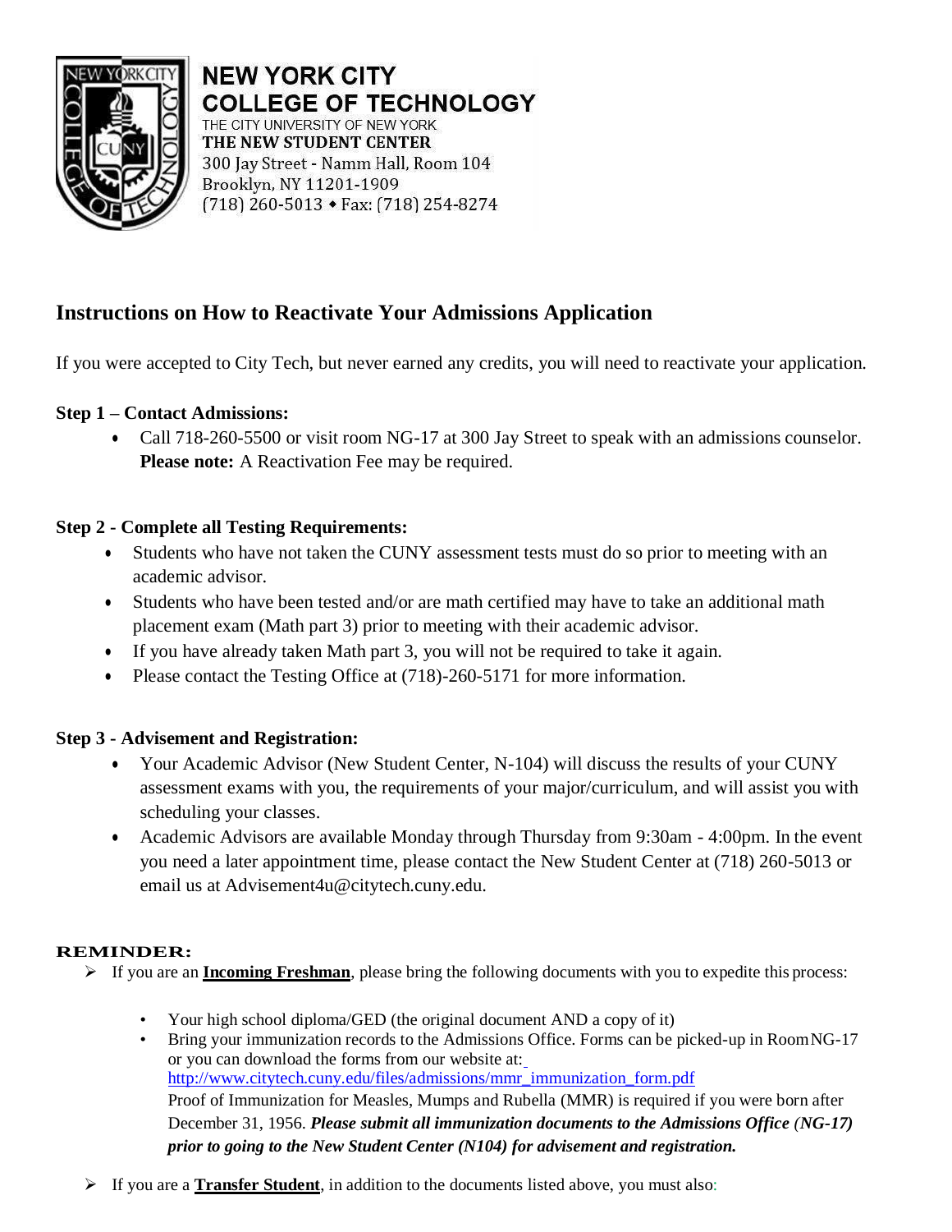**NEW YORK CITY**
**COLLEGE OF TECHNOLOGY**
THE CITY UNIVERSITY OF NEW YORK
**THE NEW STUDENT CENTER**
300 Jay Street - Namm Hall, Room 104
Brooklyn, NY 11201-1909
(718) 260-5013 • Fax: (718) 254-8274

# Instructions on How to Reactivate Your Admissions Application

If you were accepted to City Tech, but never earned any credits, you will need to reactivate your application.

**Step 1 – Contact Admissions:**

- Call 718-260-5500 or visit room NG-17 at 300 Jay Street to speak with an admissions counselor. **Please note:** A Reactivation Fee may be required.

**Step 2 - Complete all Testing Requirements:**

- Students who have not taken the CUNY assessment tests must do so prior to meeting with an academic advisor.
- Students who have been tested and/or are math certified may have to take an additional math placement exam (Math part 3) prior to meeting with their academic advisor.
- If you have already taken Math part 3, you will not be required to take it again.
- Please contact the Testing Office at (718)-260-5171 for more information.

**Step 3 - Advisement and Registration:**

- Your Academic Advisor (New Student Center, N-104) will discuss the results of your CUNY assessment exams with you, the requirements of your major/curriculum, and will assist you with scheduling your classes.
- Academic Advisors are available Monday through Thursday from 9:30am - 4:00pm. In the event you need a later appointment time, please contact the New Student Center at (718) 260-5013 or email us at Advisement4u@citytech.cuny.edu.

**REMINDER:**

- If you are an **Incoming Freshman**, please bring the following documents with you to expedite this process:
  - Your high school diploma/GED (the original document AND a copy of it)
  - Bring your immunization records to the Admissions Office. Forms can be picked-up in Room NG-17 or you can download the forms from our website at: http://www.citytech.cuny.edu/files/admissions/mmr_immunization_form.pdf
    Proof of Immunization for Measles, Mumps and Rubella (MMR) is required if you were born after December 31, 1956. ***Please submit all immunization documents to the Admissions Office (NG-17) prior to going to the New Student Center (N104) for advisement and registration.***
- If you are a **Transfer Student**, in addition to the documents listed above, you must also: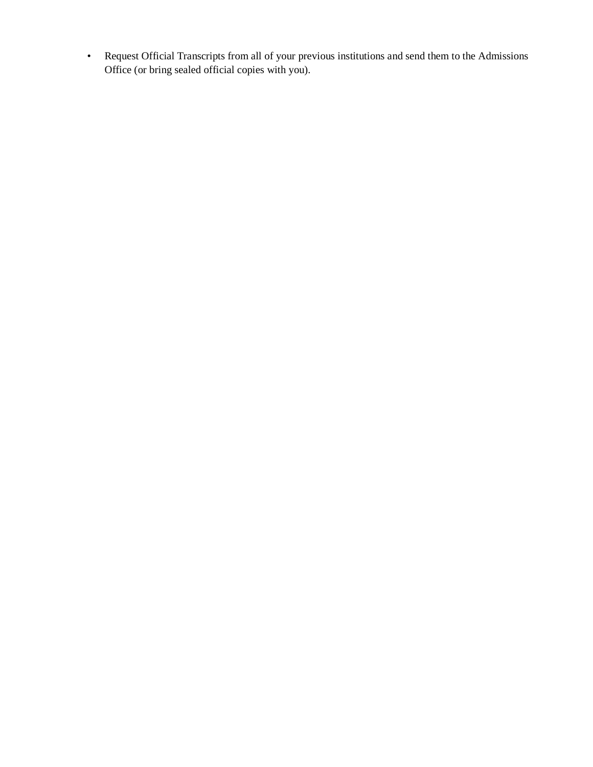- Request Official Transcripts from all of your previous institutions and send them to the Admissions Office (or bring sealed official copies with you).